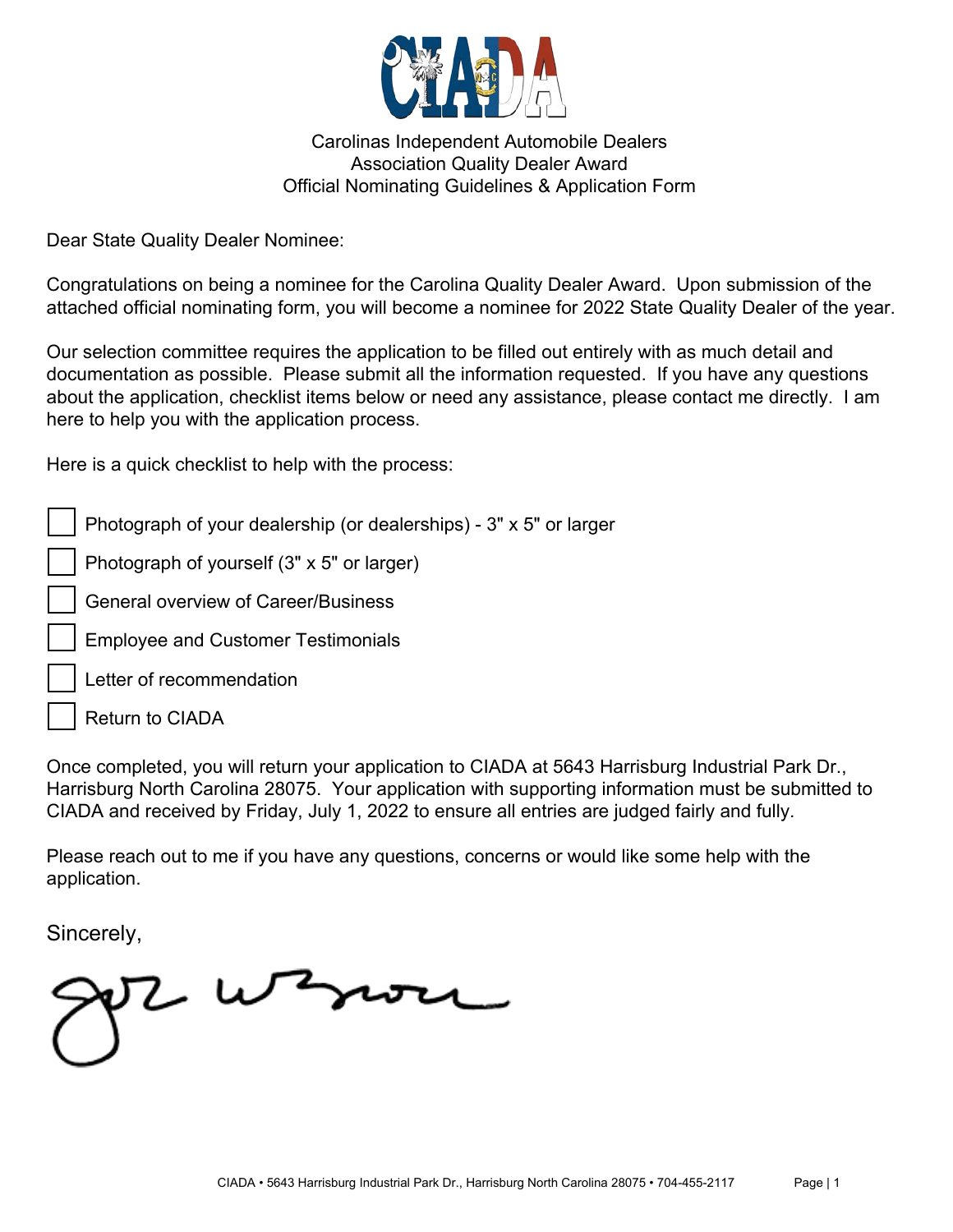# Carolinas Independent Automobile Dealers Association Quality Dealer Award
## Official Nominating Guidelines & Application Form

Dear State Quality Dealer Nominee:

Congratulations on being a nominee for the Carolina Quality Dealer Award. Upon submission of the attached official nominating form, you will become a nominee for 2022 State Quality Dealer of the year.

Our selection committee requires the application to be filled out entirely with as much detail and documentation as possible. Please submit all the information requested. If you have any questions about the application, checklist items below or need any assistance, please contact me directly. I am here to help you with the application process.

Here is a quick checklist to help with the process:

- [ ] Photograph of your dealership (or dealerships) - 3" x 5" or larger
- [ ] Photograph of yourself (3" x 5" or larger)
- [ ] General overview of Career/Business
- [ ] Employee and Customer Testimonials
- [ ] Letter of recommendation
- [ ] Return to CIADA

Once completed, you will return your application to CIADA at 5643 Harrisburg Industrial Park Dr., Harrisburg North Carolina 28075. Your application with supporting information must be submitted to CIADA and received by Friday, July 1, 2022 to ensure all entries are judged fairly and fully.

Please reach out to me if you have any questions, concerns or would like some help with the application.

Sincerely,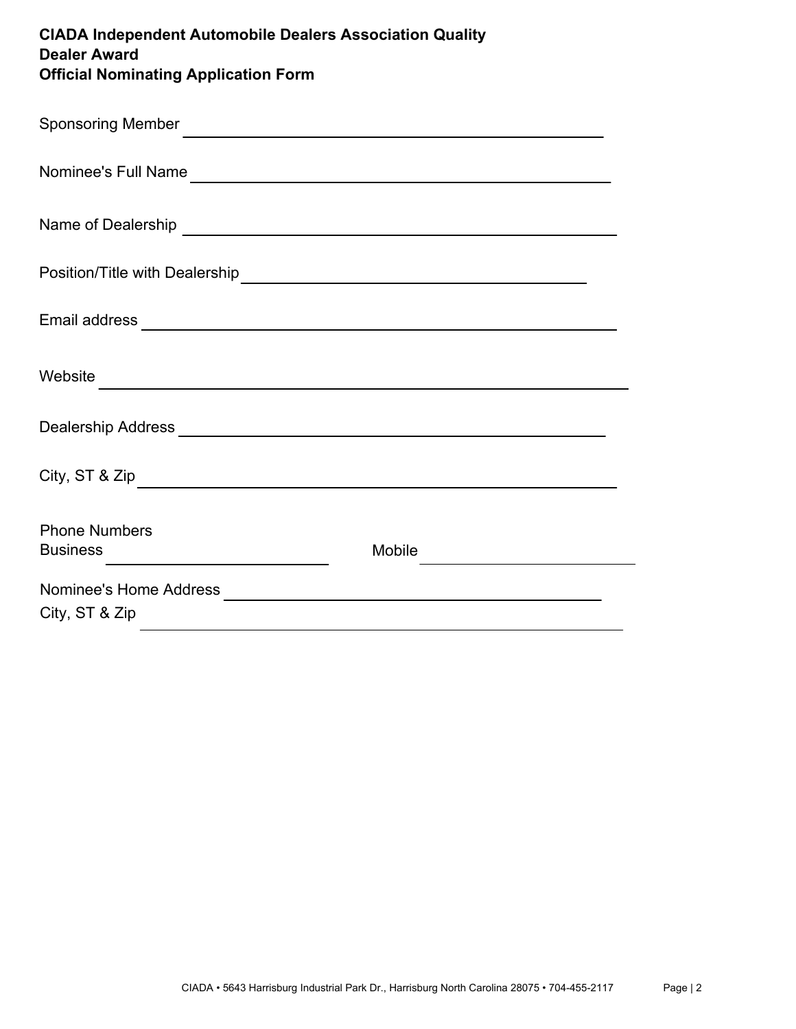**CIADA Independent Automobile Dealers Association Quality Dealer Award**
**Official Nominating Application Form**

Sponsoring Member \_\_\_\_\_\_\_\_\_\_\_\_\_\_\_\_\_\_\_\_\_\_\_\_\_\_\_\_\_\_\_\_\_\_\_\_\_\_\_\_

Nominee's Full Name \_\_\_\_\_\_\_\_\_\_\_\_\_\_\_\_\_\_\_\_\_\_\_\_\_\_\_\_\_\_\_\_\_\_\_\_\_\_\_\_

Name of Dealership \_\_\_\_\_\_\_\_\_\_\_\_\_\_\_\_\_\_\_\_\_\_\_\_\_\_\_\_\_\_\_\_\_\_\_\_\_\_\_\_

Position/Title with Dealership \_\_\_\_\_\_\_\_\_\_\_\_\_\_\_\_\_\_\_\_\_\_\_\_\_\_\_\_\_\_\_\_

Email address \_\_\_\_\_\_\_\_\_\_\_\_\_\_\_\_\_\_\_\_\_\_\_\_\_\_\_\_\_\_\_\_\_\_\_\_\_\_\_\_\_\_\_\_

Website \_\_\_\_\_\_\_\_\_\_\_\_\_\_\_\_\_\_\_\_\_\_\_\_\_\_\_\_\_\_\_\_\_\_\_\_\_\_\_\_\_\_\_\_\_\_\_\_\_\_

Dealership Address \_\_\_\_\_\_\_\_\_\_\_\_\_\_\_\_\_\_\_\_\_\_\_\_\_\_\_\_\_\_\_\_\_\_\_\_\_\_\_\_

City, ST & Zip \_\_\_\_\_\_\_\_\_\_\_\_\_\_\_\_\_\_\_\_\_\_\_\_\_\_\_\_\_\_\_\_\_\_\_\_\_\_\_\_\_\_\_\_

Phone Numbers
Business \_\_\_\_\_\_\_\_\_\_\_\_\_\_\_\_\_\_\_\_\_\_ Mobile \_\_\_\_\_\_\_\_\_\_\_\_\_\_\_\_\_\_\_\_\_\_

Nominee's Home Address \_\_\_\_\_\_\_\_\_\_\_\_\_\_\_\_\_\_\_\_\_\_\_\_\_\_\_\_\_\_\_\_\_\_\_\_
City, ST & Zip \_\_\_\_\_\_\_\_\_\_\_\_\_\_\_\_\_\_\_\_\_\_\_\_\_\_\_\_\_\_\_\_\_\_\_\_\_\_\_\_\_\_\_\_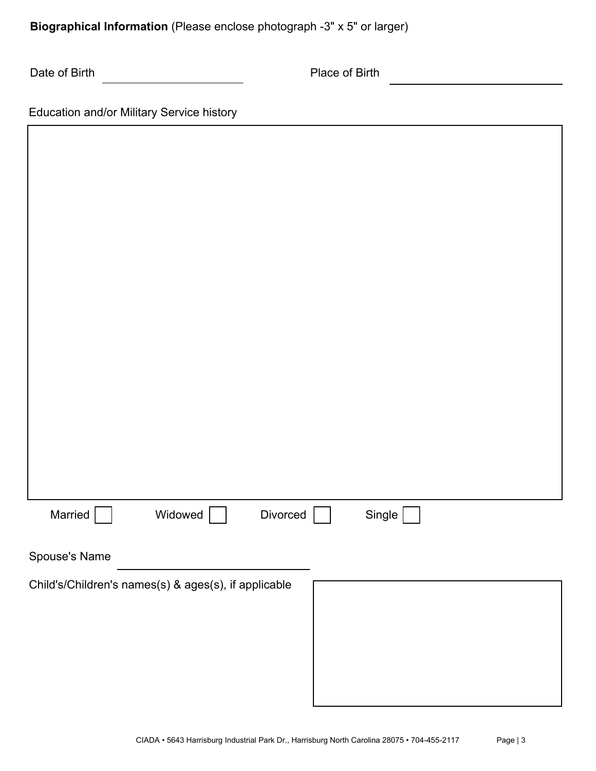**Biographical Information** (Please enclose photograph -3" x 5" or larger)

Date of Birth ______________________ Place of Birth ______________________

Education and/or Military Service history

Married ☐ Widowed ☐ Divorced ☐ Single ☐

Spouse's Name ______________________

Child's/Children's names(s) & ages(s), if applicable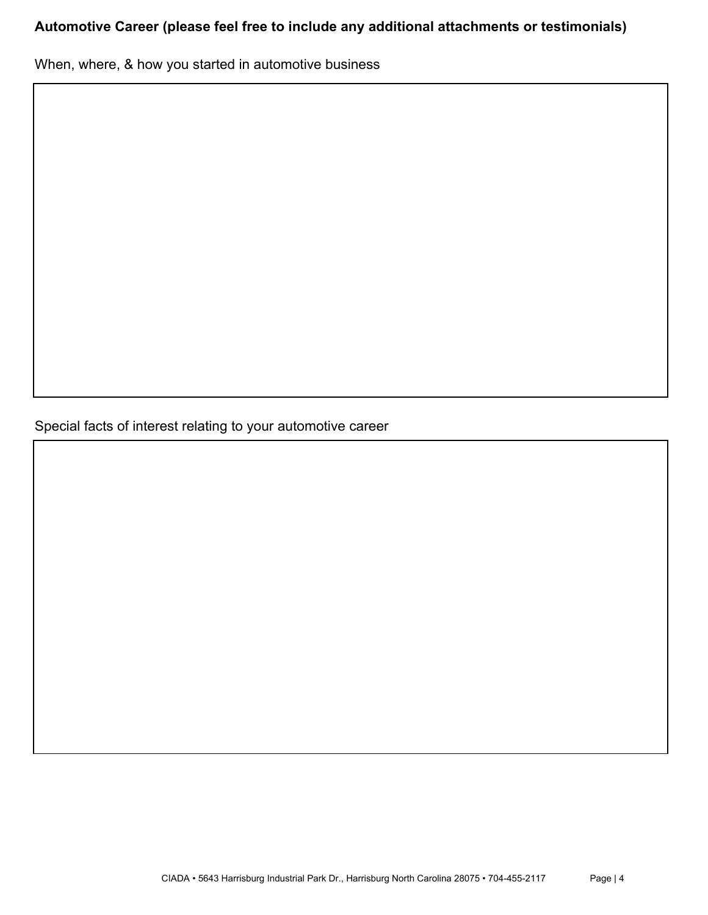**Automotive Career (please feel free to include any additional attachments or testimonials)**

When, where, & how you started in automotive business

Special facts of interest relating to your automotive career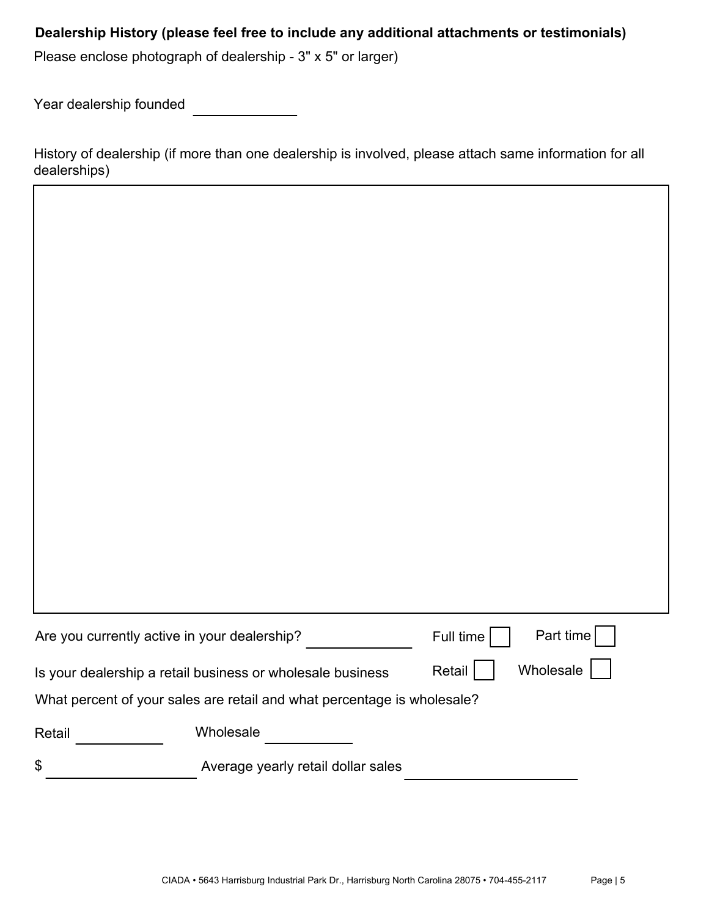**Dealership History (please feel free to include any additional attachments or testimonials)**

Please enclose photograph of dealership - 3" x 5" or larger)

Year dealership founded ____________

History of dealership (if more than one dealership is involved, please attach same information for all dealerships)

Are you currently active in your dealership? ____________ Full time ☐ Part time ☐

Is your dealership a retail business or wholesale business Retail ☐ Wholesale ☐

What percent of your sales are retail and what percentage is wholesale?

Retail __________ Wholesale __________

$ ________________ Average yearly retail dollar sales ____________________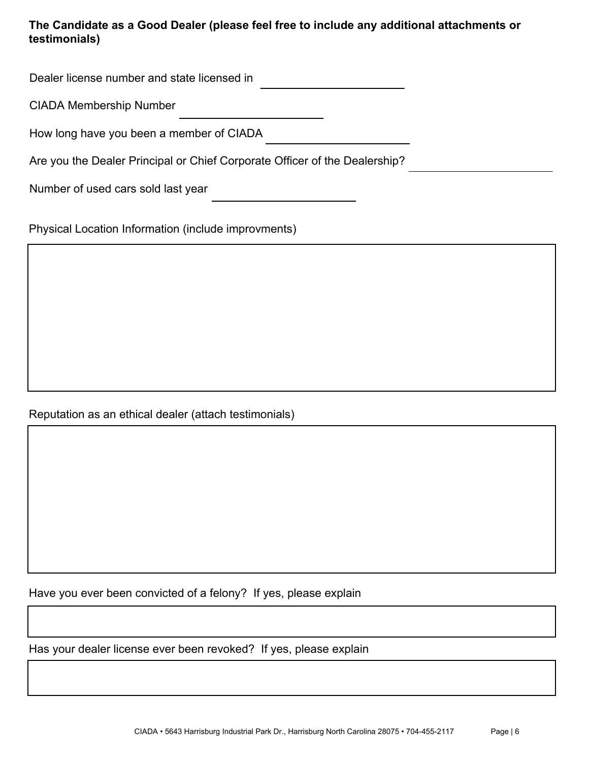**The Candidate as a Good Dealer (please feel free to include any additional attachments or testimonials)**

Dealer license number and state licensed in \_\_\_\_\_\_\_\_\_\_\_\_\_\_\_\_\_\_\_\_

CIADA Membership Number \_\_\_\_\_\_\_\_\_\_\_\_\_\_\_\_\_\_\_\_

How long have you been a member of CIADA \_\_\_\_\_\_\_\_\_\_\_\_\_\_\_\_\_\_\_\_

Are you the Dealer Principal or Chief Corporate Officer of the Dealership? \_\_\_\_\_\_\_\_\_\_\_\_\_\_\_\_\_\_\_\_

Number of used cars sold last year \_\_\_\_\_\_\_\_\_\_\_\_\_\_\_\_\_\_\_\_

Physical Location Information (include improvments)

|   |
|---|
|   |

Reputation as an ethical dealer (attach testimonials)

|   |
|---|
|   |

Have you ever been convicted of a felony? If yes, please explain

|   |
|---|
|   |

Has your dealer license ever been revoked? If yes, please explain

|   |
|---|
|   |

CIADA • 5643 Harrisburg Industrial Park Dr., Harrisburg North Carolina 28075 • 704-455-2117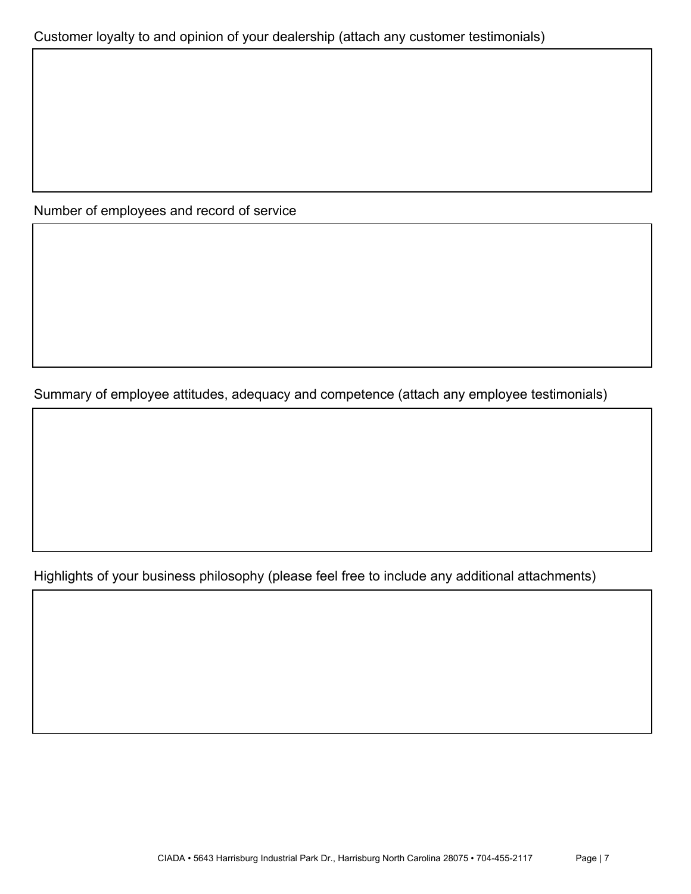Customer loyalty to and opinion of your dealership (attach any customer testimonials)

Number of employees and record of service

Summary of employee attitudes, adequacy and competence (attach any employee testimonials)

Highlights of your business philosophy (please feel free to include any additional attachments)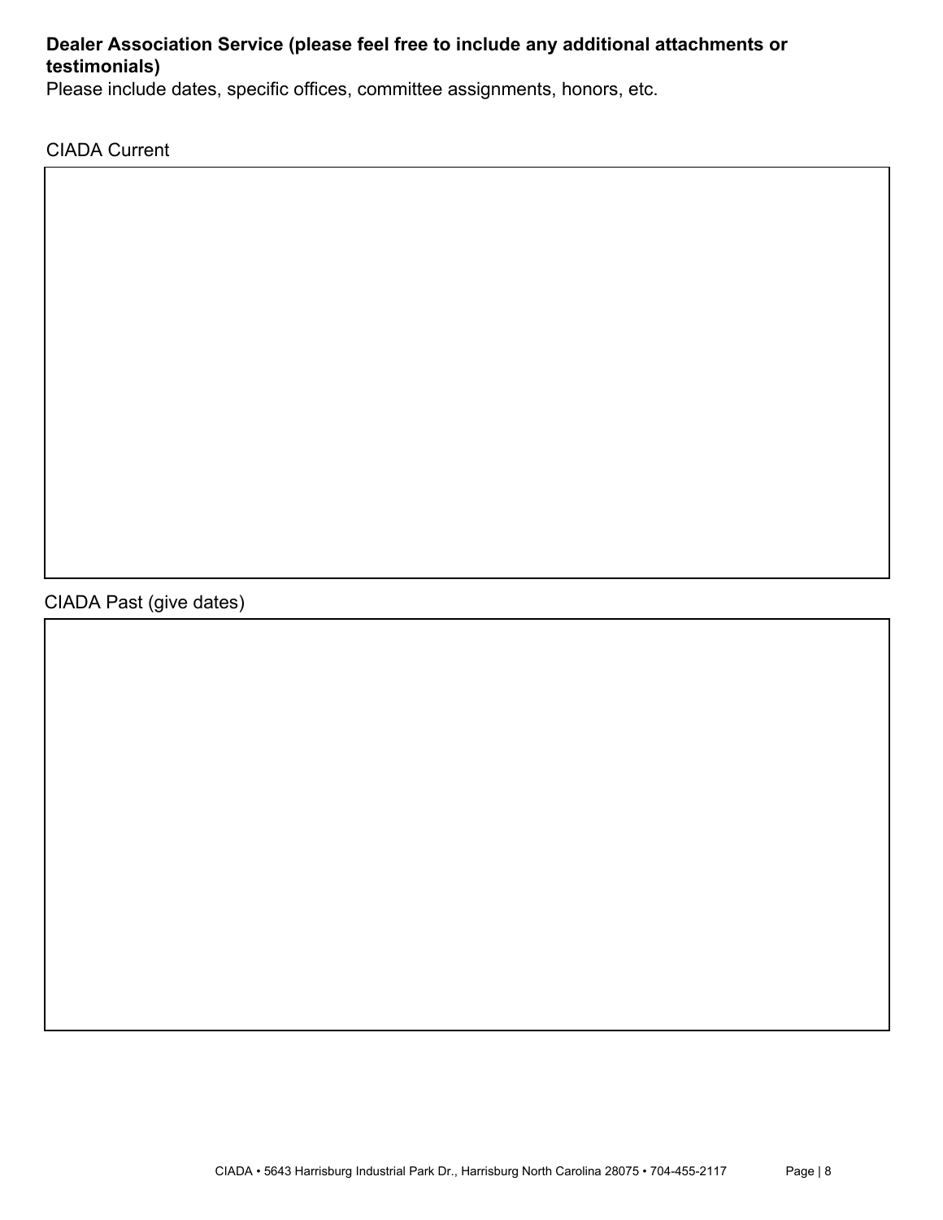**Dealer Association Service (please feel free to include any additional attachments or testimonials)**

Please include dates, specific offices, committee assignments, honors, etc.

CIADA Current

CIADA Past (give dates)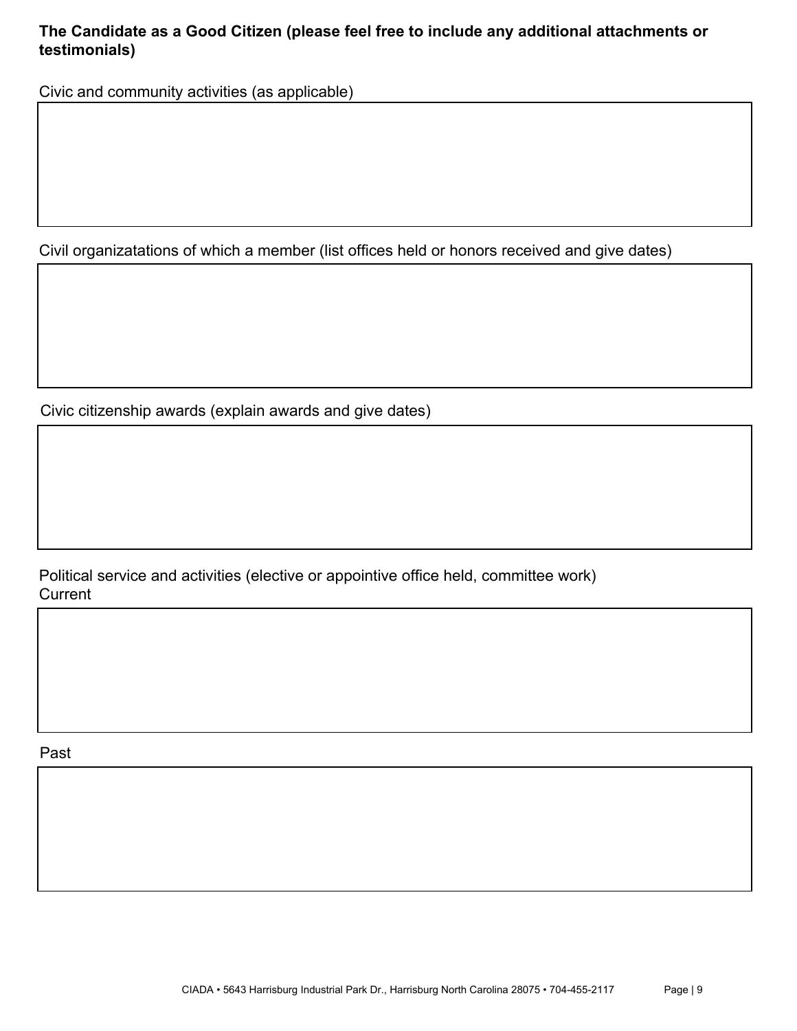**The Candidate as a Good Citizen (please feel free to include any additional attachments or testimonials)**

Civic and community activities (as applicable)

Civil organizatations of which a member (list offices held or honors received and give dates)

Civic citizenship awards (explain awards and give dates)

Political service and activities (elective or appointive office held, committee work)
Current

Past

CIADA • 5643 Harrisburg Industrial Park Dr., Harrisburg North Carolina 28075 • 704-455-2117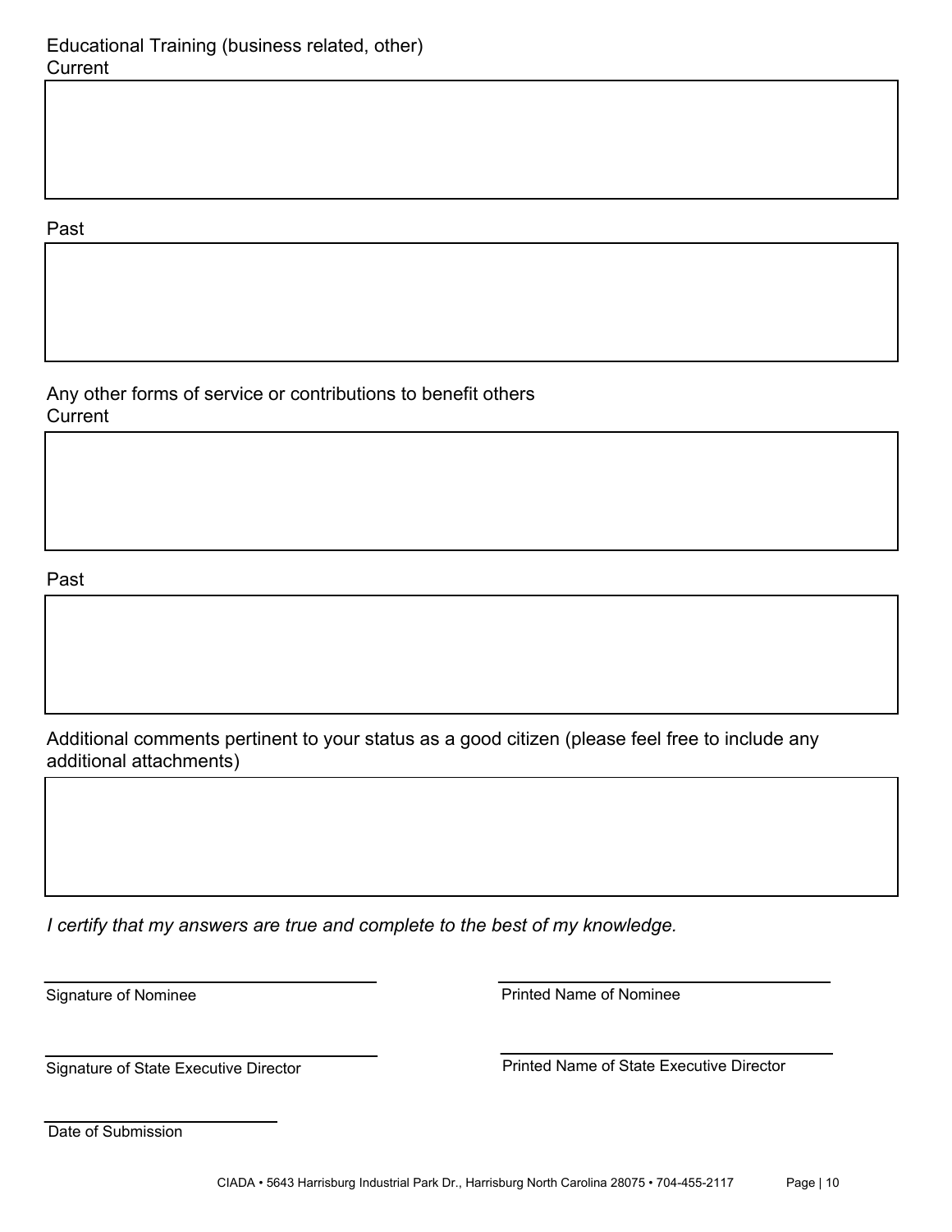Educational Training (business related, other)

Current

&nbsp;

Past

&nbsp;

Any other forms of service or contributions to benefit others

Current

&nbsp;

Past

&nbsp;

Additional comments pertinent to your status as a good citizen (please feel free to include any additional attachments)

&nbsp;

*I certify that my answers are true and complete to the best of my knowledge.*

\_\_\_\_\_\_\_\_\_\_\_\_\_\_\_\_\_\_\_\_\_\_\_\_\_\_\_\_\_\_
Signature of Nominee

\_\_\_\_\_\_\_\_\_\_\_\_\_\_\_\_\_\_\_\_\_\_\_\_\_\_\_\_\_\_
Printed Name of Nominee

\_\_\_\_\_\_\_\_\_\_\_\_\_\_\_\_\_\_\_\_\_\_\_\_\_\_\_\_\_\_
Signature of State Executive Director

\_\_\_\_\_\_\_\_\_\_\_\_\_\_\_\_\_\_\_\_\_\_\_\_\_\_\_\_\_\_
Printed Name of State Executive Director

\_\_\_\_\_\_\_\_\_\_\_\_\_\_\_\_\_\_\_\_\_\_
Date of Submission

CIADA • 5643 Harrisburg Industrial Park Dr., Harrisburg North Carolina 28075 • 704-455-2117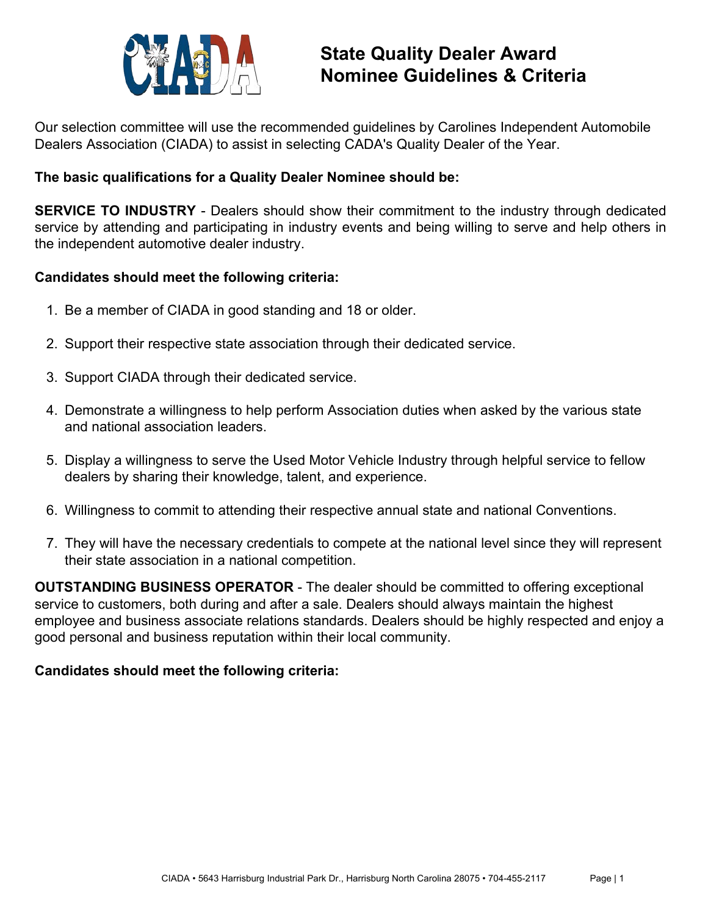# State Quality Dealer Award Nominee Guidelines & Criteria

Our selection committee will use the recommended guidelines by Carolines Independent Automobile Dealers Association (CIADA) to assist in selecting CADA's Quality Dealer of the Year.

**The basic qualifications for a Quality Dealer Nominee should be:**

**SERVICE TO INDUSTRY** - Dealers should show their commitment to the industry through dedicated service by attending and participating in industry events and being willing to serve and help others in the independent automotive dealer industry.

**Candidates should meet the following criteria:**

1. Be a member of CIADA in good standing and 18 or older.
2. Support their respective state association through their dedicated service.
3. Support CIADA through their dedicated service.
4. Demonstrate a willingness to help perform Association duties when asked by the various state and national association leaders.
5. Display a willingness to serve the Used Motor Vehicle Industry through helpful service to fellow dealers by sharing their knowledge, talent, and experience.
6. Willingness to commit to attending their respective annual state and national Conventions.
7. They will have the necessary credentials to compete at the national level since they will represent their state association in a national competition.

**OUTSTANDING BUSINESS OPERATOR** - The dealer should be committed to offering exceptional service to customers, both during and after a sale. Dealers should always maintain the highest employee and business associate relations standards. Dealers should be highly respected and enjoy a good personal and business reputation within their local community.

**Candidates should meet the following criteria:**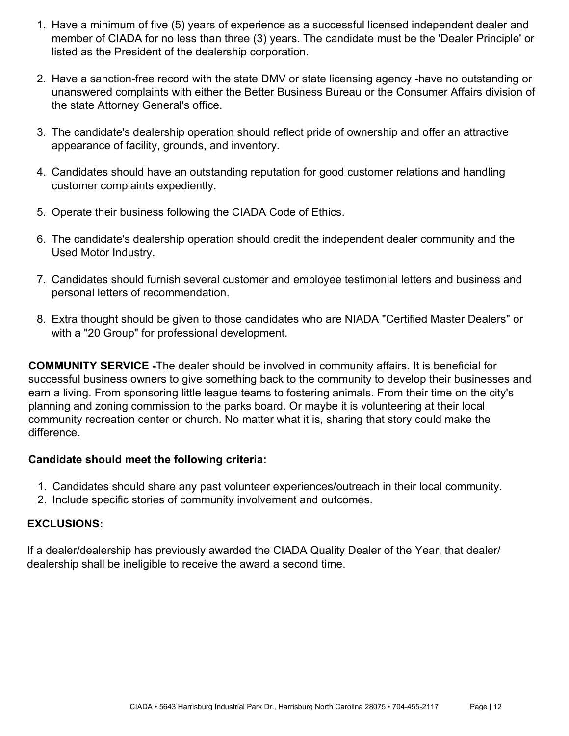1. Have a minimum of five (5) years of experience as a successful licensed independent dealer and member of CIADA for no less than three (3) years. The candidate must be the 'Dealer Principle' or listed as the President of the dealership corporation.

2. Have a sanction-free record with the state DMV or state licensing agency -have no outstanding or unanswered complaints with either the Better Business Bureau or the Consumer Affairs division of the state Attorney General's office.

3. The candidate's dealership operation should reflect pride of ownership and offer an attractive appearance of facility, grounds, and inventory.

4. Candidates should have an outstanding reputation for good customer relations and handling customer complaints expediently.

5. Operate their business following the CIADA Code of Ethics.

6. The candidate's dealership operation should credit the independent dealer community and the Used Motor Industry.

7. Candidates should furnish several customer and employee testimonial letters and business and personal letters of recommendation.

8. Extra thought should be given to those candidates who are NIADA "Certified Master Dealers" or with a "20 Group" for professional development.

**COMMUNITY SERVICE -**The dealer should be involved in community affairs. It is beneficial for successful business owners to give something back to the community to develop their businesses and earn a living. From sponsoring little league teams to fostering animals. From their time on the city's planning and zoning commission to the parks board. Or maybe it is volunteering at their local community recreation center or church. No matter what it is, sharing that story could make the difference.

**Candidate should meet the following criteria:**

1. Candidates should share any past volunteer experiences/outreach in their local community.
2. Include specific stories of community involvement and outcomes.

**EXCLUSIONS:**

If a dealer/dealership has previously awarded the CIADA Quality Dealer of the Year, that dealer/ dealership shall be ineligible to receive the award a second time.